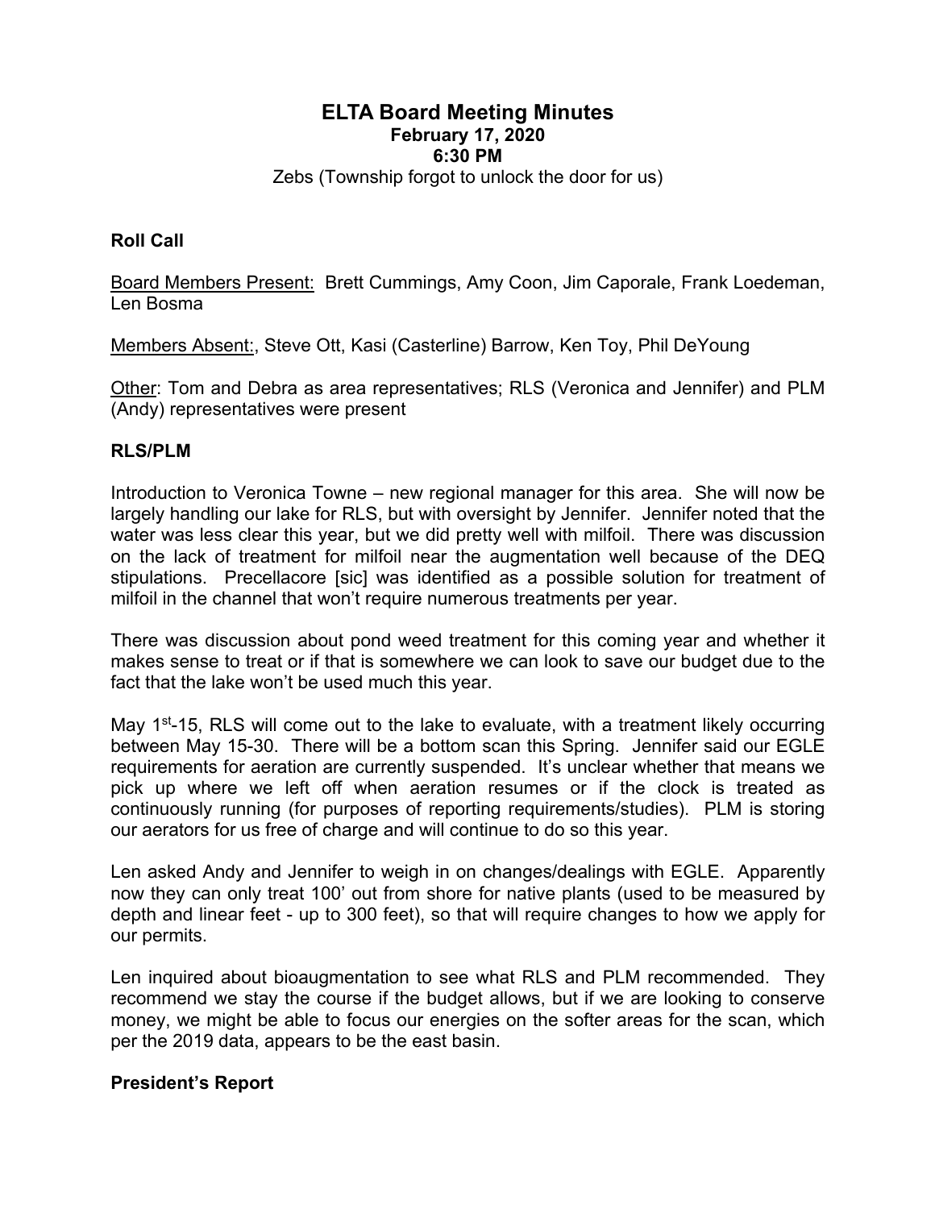# ELTA Board Meeting Minutes

**February 17, 2020**
**6:30 PM**
Zebs (Township forgot to unlock the door for us)

## Roll Call

Board Members Present: Brett Cummings, Amy Coon, Jim Caporale, Frank Loedeman, Len Bosma

Members Absent:, Steve Ott, Kasi (Casterline) Barrow, Ken Toy, Phil DeYoung

Other: Tom and Debra as area representatives; RLS (Veronica and Jennifer) and PLM (Andy) representatives were present

## RLS/PLM

Introduction to Veronica Towne – new regional manager for this area. She will now be largely handling our lake for RLS, but with oversight by Jennifer. Jennifer noted that the water was less clear this year, but we did pretty well with milfoil. There was discussion on the lack of treatment for milfoil near the augmentation well because of the DEQ stipulations. Precellacore [sic] was identified as a possible solution for treatment of milfoil in the channel that won't require numerous treatments per year.

There was discussion about pond weed treatment for this coming year and whether it makes sense to treat or if that is somewhere we can look to save our budget due to the fact that the lake won't be used much this year.

May 1st-15, RLS will come out to the lake to evaluate, with a treatment likely occurring between May 15-30. There will be a bottom scan this Spring. Jennifer said our EGLE requirements for aeration are currently suspended. It's unclear whether that means we pick up where we left off when aeration resumes or if the clock is treated as continuously running (for purposes of reporting requirements/studies). PLM is storing our aerators for us free of charge and will continue to do so this year.

Len asked Andy and Jennifer to weigh in on changes/dealings with EGLE. Apparently now they can only treat 100' out from shore for native plants (used to be measured by depth and linear feet - up to 300 feet), so that will require changes to how we apply for our permits.

Len inquired about bioaugmentation to see what RLS and PLM recommended. They recommend we stay the course if the budget allows, but if we are looking to conserve money, we might be able to focus our energies on the softer areas for the scan, which per the 2019 data, appears to be the east basin.

## President's Report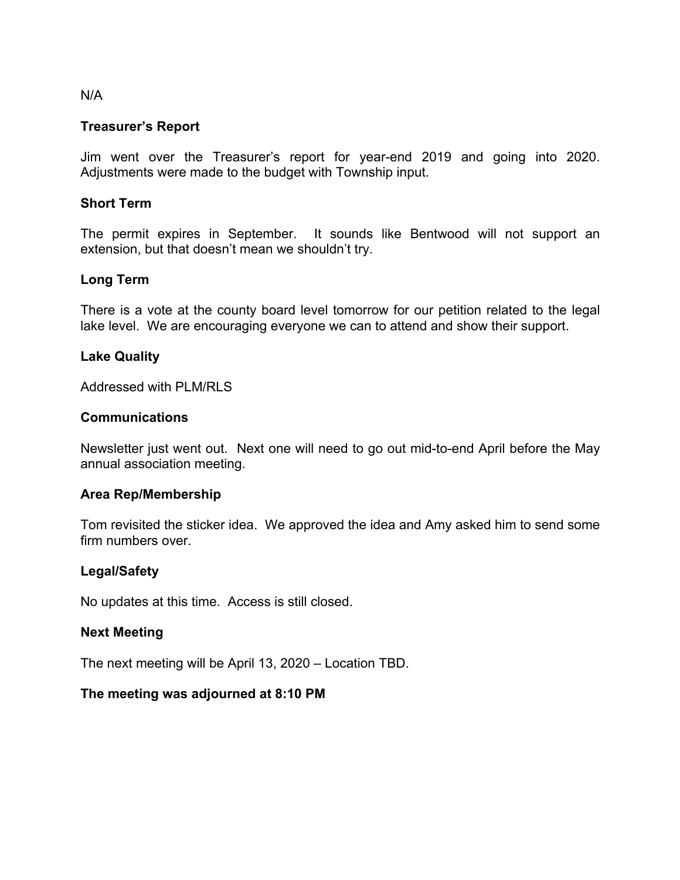N/A

**Treasurer's Report**

Jim went over the Treasurer's report for year-end 2019 and going into 2020. Adjustments were made to the budget with Township input.

**Short Term**

The permit expires in September. It sounds like Bentwood will not support an extension, but that doesn't mean we shouldn't try.

**Long Term**

There is a vote at the county board level tomorrow for our petition related to the legal lake level. We are encouraging everyone we can to attend and show their support.

**Lake Quality**

Addressed with PLM/RLS

**Communications**

Newsletter just went out. Next one will need to go out mid-to-end April before the May annual association meeting.

**Area Rep/Membership**

Tom revisited the sticker idea. We approved the idea and Amy asked him to send some firm numbers over.

**Legal/Safety**

No updates at this time. Access is still closed.

**Next Meeting**

The next meeting will be April 13, 2020 – Location TBD.

**The meeting was adjourned at 8:10 PM**